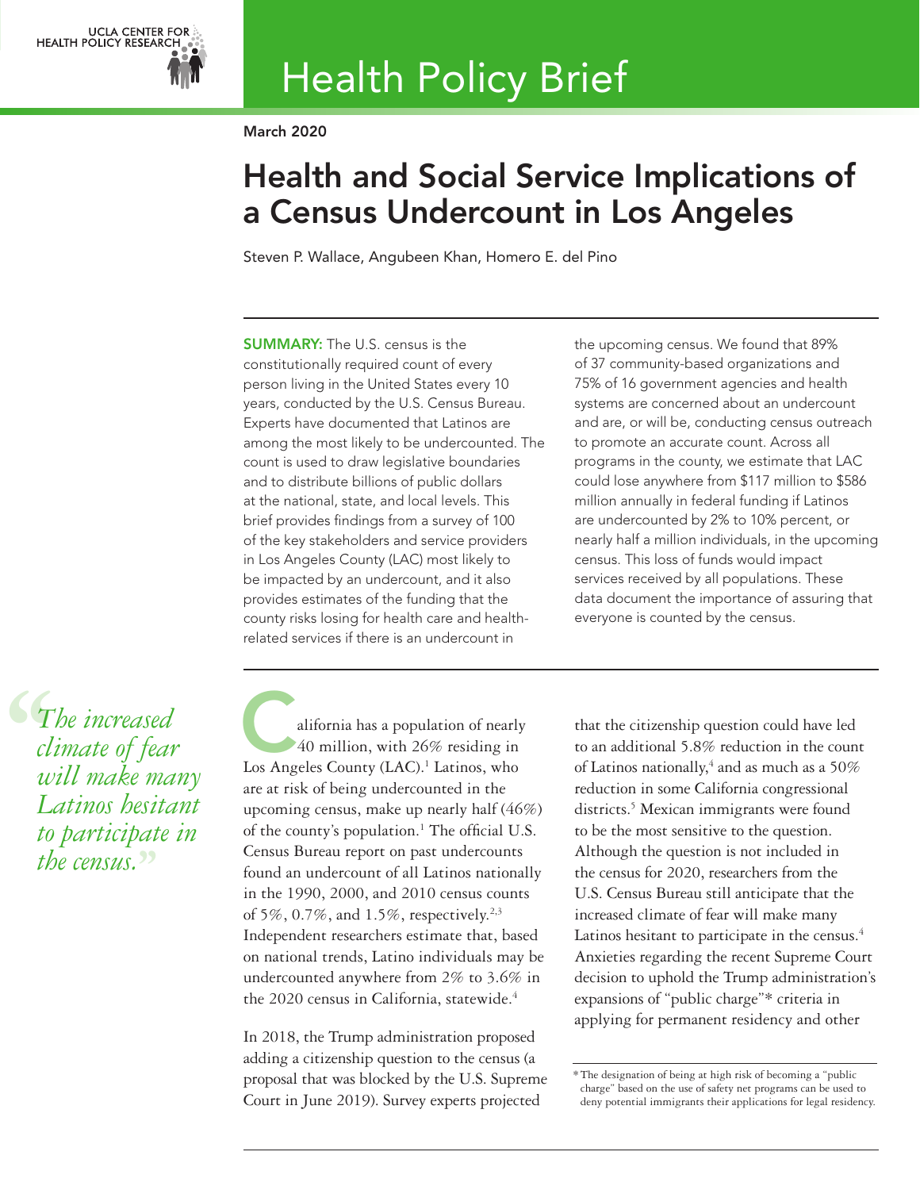UCLA CENTER FOR HEALTH POLICY RESEARCH

# Health Policy Brief

March 2020

## Health and Social Service Implications of a Census Undercount in Los Angeles

Steven P. Wallace, Angubeen Khan, Homero E. del Pino

**SUMMARY:** The U.S. census is the constitutionally required count of every person living in the United States every 10 years, conducted by the U.S. Census Bureau. Experts have documented that Latinos are among the most likely to be undercounted. The count is used to draw legislative boundaries and to distribute billions of public dollars at the national, state, and local levels. This brief provides findings from a survey of 100 of the key stakeholders and service providers in Los Angeles County (LAC) most likely to be impacted by an undercount, and it also provides estimates of the funding that the county risks losing for health care and health-related services if there is an undercount in the upcoming census. We found that 89% of 37 community-based organizations and 75% of 16 government agencies and health systems are concerned about an undercount and are, or will be, conducting census outreach to promote an accurate count. Across all programs in the county, we estimate that LAC could lose anywhere from $117 million to $586 million annually in federal funding if Latinos are undercounted by 2% to 10% percent, or nearly half a million individuals, in the upcoming census. This loss of funds would impact services received by all populations. These data document the importance of assuring that everyone is counted by the census.

> *"The increased climate of fear will make many Latinos hesitant to participate in the census."*

California has a population of nearly 40 million, with 26% residing in Los Angeles County (LAC).[1] Latinos, who are at risk of being undercounted in the upcoming census, make up nearly half (46%) of the county's population.[1] The official U.S. Census Bureau report on past undercounts found an undercount of all Latinos nationally in the 1990, 2000, and 2010 census counts of 5%, 0.7%, and 1.5%, respectively.[2,3] Independent researchers estimate that, based on national trends, Latino individuals may be undercounted anywhere from 2% to 3.6% in the 2020 census in California, statewide.[4]

In 2018, the Trump administration proposed adding a citizenship question to the census (a proposal that was blocked by the U.S. Supreme Court in June 2019). Survey experts projected that the citizenship question could have led to an additional 5.8% reduction in the count of Latinos nationally,[4] and as much as a 50% reduction in some California congressional districts.[5] Mexican immigrants were found to be the most sensitive to the question. Although the question is not included in the census for 2020, researchers from the U.S. Census Bureau still anticipate that the increased climate of fear will make many Latinos hesitant to participate in the census.[4] Anxieties regarding the recent Supreme Court decision to uphold the Trump administration's expansions of "public charge"* criteria in applying for permanent residency and other

\* The designation of being at high risk of becoming a "public charge" based on the use of safety net programs can be used to deny potential immigrants their applications for legal residency.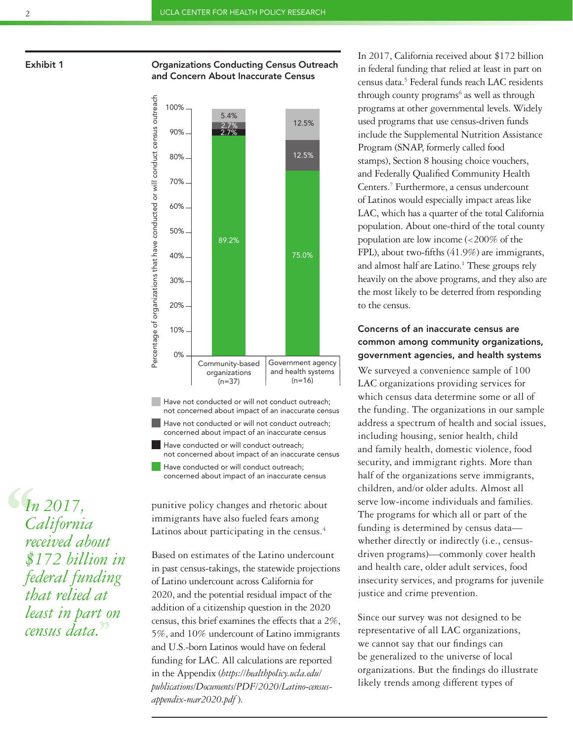**Exhibit 1**

**Organizations Conducting Census Outreach and Concern About Inaccurate Census**

| Response | Community-based organizations (n=37) | Government agency and health systems (n=16) |
| --- | --- | --- |
| Have not conducted or will not conduct outreach; not concerned about impact of an inaccurate census | 5.4% | 12.5% |
| Have not conducted or will not conduct outreach; concerned about impact of an inaccurate census | 2.7% | 12.5% |
| Have conducted or will conduct outreach; not concerned about impact of an inaccurate census | 2.7% | |
| Have conducted or will conduct outreach; concerned about impact of an inaccurate census | 89.2% | 75.0% |

Percentage of organizations that have conducted or will conduct census outreach

punitive policy changes and rhetoric about immigrants have also fueled fears among Latinos about participating in the census.[4]

Based on estimates of the Latino undercount in past census-takings, the statewide projections of Latino undercount across California for 2020, and the potential residual impact of the addition of a citizenship question in the 2020 census, this brief examines the effects that a 2%, 5%, and 10% undercount of Latino immigrants and U.S.-born Latinos would have on federal funding for LAC. All calculations are reported in the Appendix (*https://healthpolicy.ucla.edu/publications/Documents/PDF/2020/Latino-census-appendix-mar2020.pdf*).

In 2017, California received about \$172 billion in federal funding that relied at least in part on census data.[5] Federal funds reach LAC residents through county programs[6] as well as through programs at other governmental levels. Widely used programs that use census-driven funds include the Supplemental Nutrition Assistance Program (SNAP, formerly called food stamps), Section 8 housing choice vouchers, and Federally Qualified Community Health Centers.[7] Furthermore, a census undercount of Latinos would especially impact areas like LAC, which has a quarter of the total California population. About one-third of the total county population are low income (<200% of the FPL), about two-fifths (41.9%) are immigrants, and almost half are Latino.[1] These groups rely heavily on the above programs, and they also are the most likely to be deterred from responding to the census.

> *"In 2017, California received about \$172 billion in federal funding that relied at least in part on census data."*

### Concerns of an inaccurate census are common among community organizations, government agencies, and health systems

We surveyed a convenience sample of 100 LAC organizations providing services for which census data determine some or all of the funding. The organizations in our sample address a spectrum of health and social issues, including housing, senior health, child and family health, domestic violence, food security, and immigrant rights. More than half of the organizations serve immigrants, children, and/or older adults. Almost all serve low-income individuals and families. The programs for which all or part of the funding is determined by census data—whether directly or indirectly (i.e., census-driven programs)—commonly cover health and health care, older adult services, food insecurity services, and programs for juvenile justice and crime prevention.

Since our survey was not designed to be representative of all LAC organizations, we cannot say that our findings can be generalized to the universe of local organizations. But the findings do illustrate likely trends among different types of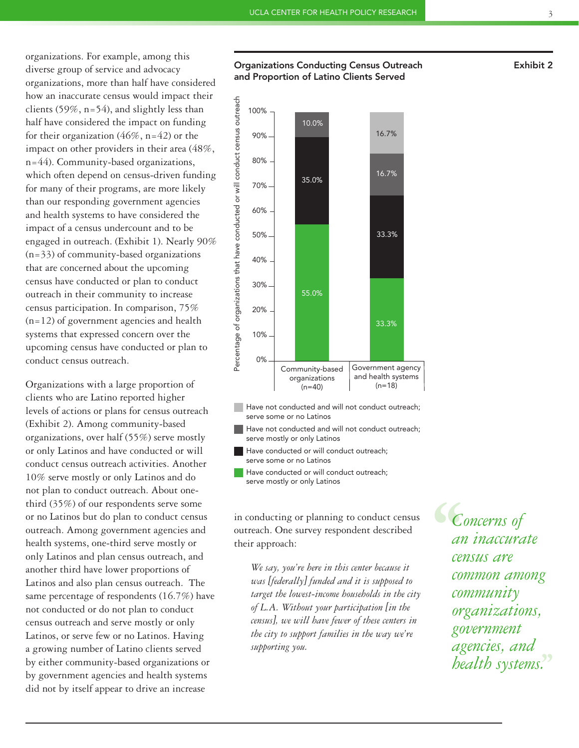organizations. For example, among this diverse group of service and advocacy organizations, more than half have considered how an inaccurate census would impact their clients (59%, n=54), and slightly less than half have considered the impact on funding for their organization (46%, n=42) or the impact on other providers in their area (48%, n=44). Community-based organizations, which often depend on census-driven funding for many of their programs, are more likely than our responding government agencies and health systems to have considered the impact of a census undercount and to be engaged in outreach. (Exhibit 1). Nearly 90% (n=33) of community-based organizations that are concerned about the upcoming census have conducted or plan to conduct outreach in their community to increase census participation. In comparison, 75% (n=12) of government agencies and health systems that expressed concern over the upcoming census have conducted or plan to conduct census outreach.

Organizations with a large proportion of clients who are Latino reported higher levels of actions or plans for census outreach (Exhibit 2). Among community-based organizations, over half (55%) serve mostly or only Latinos and have conducted or will conduct census outreach activities. Another 10% serve mostly or only Latinos and do not plan to conduct outreach. About one-third (35%) of our respondents serve some or no Latinos but do plan to conduct census outreach. Among government agencies and health systems, one-third serve mostly or only Latinos and plan census outreach, and another third have lower proportions of Latinos and also plan census outreach. The same percentage of respondents (16.7%) have not conducted or do not plan to conduct census outreach and serve mostly or only Latinos, or serve few or no Latinos. Having a growing number of Latino clients served by either community-based organizations or by government agencies and health systems did not by itself appear to drive an increase in conducting or planning to conduct census outreach. One survey respondent described their approach:

> *We say, you're here in this center because it was [federally] funded and it is supposed to target the lowest-income households in the city of L.A. Without your participation [in the census], we will have fewer of these centers in the city to support families in the way we're supporting you.*

**Exhibit 2**

**Organizations Conducting Census Outreach and Proportion of Latino Clients Served**

Percentage of organizations that have conducted or will conduct census outreach

| | Community-based organizations (n=40) | Government agency and health systems (n=18) |
|---|---|---|
| Have not conducted and will not conduct outreach; serve some or no Latinos | | 16.7% |
| Have not conducted and will not conduct outreach; serve mostly or only Latinos | 10.0% | 16.7% |
| Have conducted or will conduct outreach; serve some or no Latinos | 35.0% | 33.3% |
| Have conducted or will conduct outreach; serve mostly or only Latinos | 55.0% | 33.3% |

> *"Concerns of an inaccurate census are common among community organizations, government agencies, and health systems."*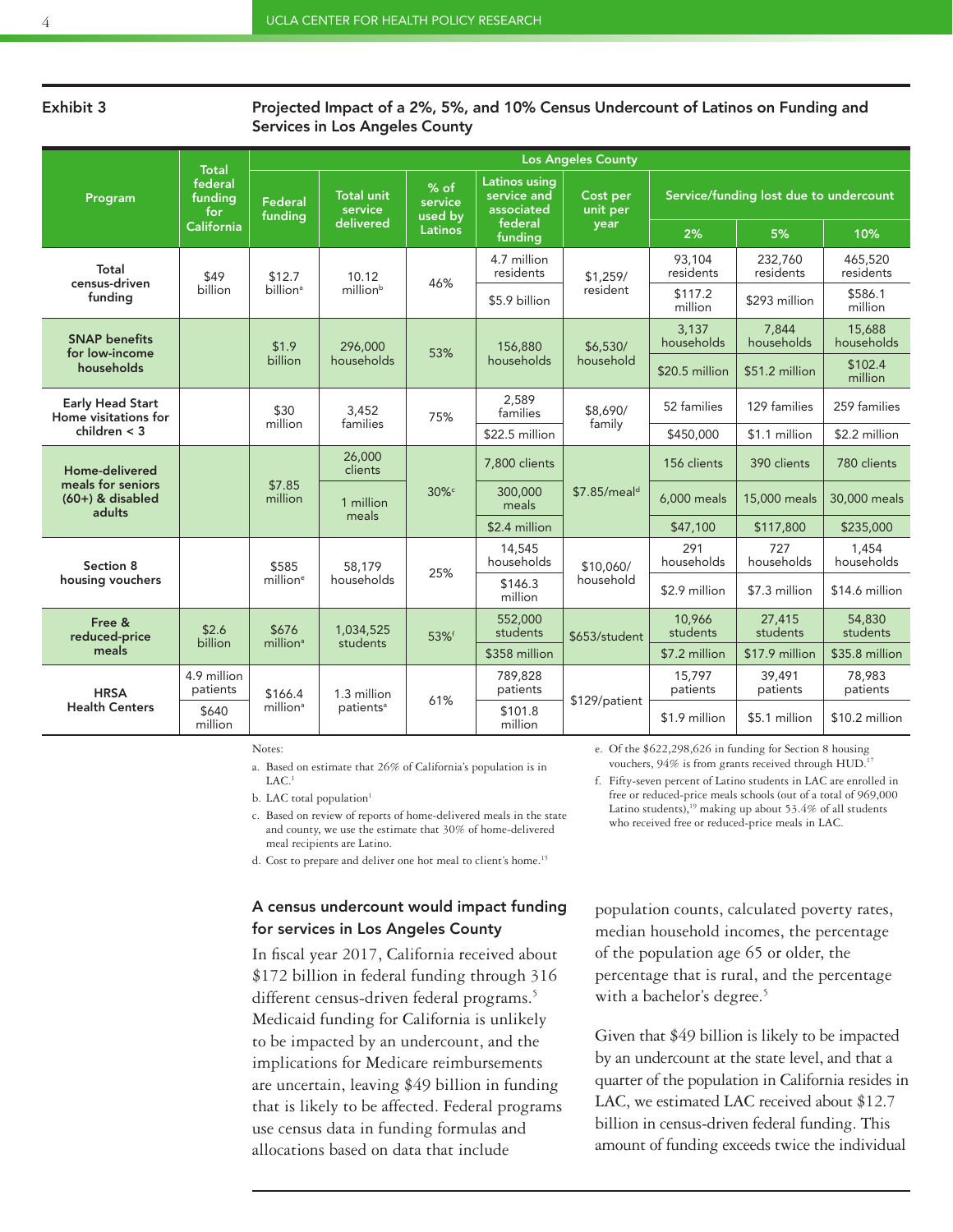**Exhibit 3** **Projected Impact of a 2%, 5%, and 10% Census Undercount of Latinos on Funding and Services in Los Angeles County**

| Program | Total federal funding for California | Los Angeles County | | | | | | | |
|---|---|---|---|---|---|---|---|---|---|
| | | Federal funding | Total unit service delivered | % of service used by Latinos | Latinos using service and associated federal funding | Cost per unit per year | Service/funding lost due to undercount | | |
| | | | | | | | 2% | 5% | 10% |
| Total census-driven funding | $49 billion | $12.7 billion[a] | 10.12 million[b] | 46% | 4.7 million residents | $1,259/resident | 93,104 residents | 232,760 residents | 465,520 residents |
| | | | | | $5.9 billion | | $117.2 million | $293 million | $586.1 million |
| SNAP benefits for low-income households | | $1.9 billion | 296,000 households | 53% | 156,880 households | $6,530/household | 3,137 households | 7,844 households | 15,688 households |
| | | | | | | | $20.5 million | $51.2 million | $102.4 million |
| Early Head Start Home visitations for children < 3 | | $30 million | 3,452 families | 75% | 2,589 families | $8,690/family | 52 families | 129 families | 259 families |
| | | | | | $22.5 million | | $450,000 | $1.1 million | $2.2 million |
| Home-delivered meals for seniors (60+) & disabled adults | | $7.85 million | 26,000 clients | 30%[c] | 7,800 clients | $7.85/meal[d] | 156 clients | 390 clients | 780 clients |
| | | | 1 million meals | | 300,000 meals | | 6,000 meals | 15,000 meals | 30,000 meals |
| | | | | | $2.4 million | | $47,100 | $117,800 | $235,000 |
| Section 8 housing vouchers | | $585 million[e] | 58,179 households | 25% | 14,545 households | $10,060/household | 291 households | 727 households | 1,454 households |
| | | | | | $146.3 million | | $2.9 million | $7.3 million | $14.6 million |
| Free & reduced-price meals | $2.6 billion | $676 million[a] | 1,034,525 students | 53%[f] | 552,000 students | $653/student | 10,966 students | 27,415 students | 54,830 students |
| | | | | | $358 million | | $7.2 million | $17.9 million | $35.8 million |
| HRSA Health Centers | 4.9 million patients | $166.4 million[a] | 1.3 million patients[a] | 61% | 789,828 patients | $129/patient | 15,797 patients | 39,491 patients | 78,983 patients |
| | $640 million | | | | $101.8 million | | $1.9 million | $5.1 million | $10.2 million |

Notes:

a. Based on estimate that 26% of California's population is in LAC.[1]

b. LAC total population[1]

c. Based on review of reports of home-delivered meals in the state and county, we use the estimate that 30% of home-delivered meal recipients are Latino.

d. Cost to prepare and deliver one hot meal to client's home.[15]

e. Of the $622,298,626 in funding for Section 8 housing vouchers, 94% is from grants received through HUD.[17]

f. Fifty-seven percent of Latino students in LAC are enrolled in free or reduced-price meals schools (out of a total of 969,000 Latino students),[19] making up about 53.4% of all students who received free or reduced-price meals in LAC.

### A census undercount would impact funding for services in Los Angeles County

In fiscal year 2017, California received about $172 billion in federal funding through 316 different census-driven federal programs.[5] Medicaid funding for California is unlikely to be impacted by an undercount, and the implications for Medicare reimbursements are uncertain, leaving $49 billion in funding that is likely to be affected. Federal programs use census data in funding formulas and allocations based on data that include population counts, calculated poverty rates, median household incomes, the percentage of the population age 65 or older, the percentage that is rural, and the percentage with a bachelor's degree.[5]

Given that $49 billion is likely to be impacted by an undercount at the state level, and that a quarter of the population in California resides in LAC, we estimated LAC received about $12.7 billion in census-driven federal funding. This amount of funding exceeds twice the individual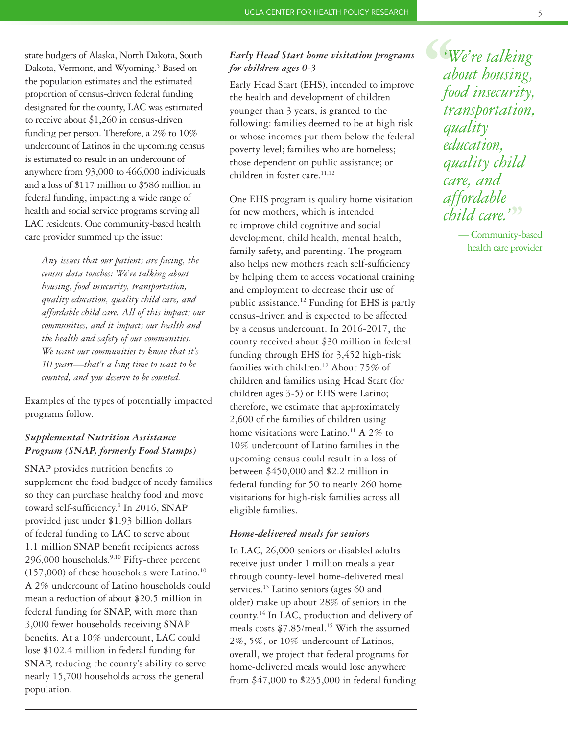state budgets of Alaska, North Dakota, South Dakota, Vermont, and Wyoming.[5] Based on the population estimates and the estimated proportion of census-driven federal funding designated for the county, LAC was estimated to receive about $1,260 in census-driven funding per person. Therefore, a 2% to 10% undercount of Latinos in the upcoming census is estimated to result in an undercount of anywhere from 93,000 to 466,000 individuals and a loss of $117 million to $586 million in federal funding, impacting a wide range of health and social service programs serving all LAC residents. One community-based health care provider summed up the issue:

> *Any issues that our patients are facing, the census data touches: We're talking about housing, food insecurity, transportation, quality education, quality child care, and affordable child care. All of this impacts our communities, and it impacts our health and the health and safety of our communities. We want our communities to know that it's 10 years—that's a long time to wait to be counted, and you deserve to be counted.*

Examples of the types of potentially impacted programs follow.

### *Supplemental Nutrition Assistance Program (SNAP, formerly Food Stamps)*

SNAP provides nutrition benefits to supplement the food budget of needy families so they can purchase healthy food and move toward self-sufficiency.[8] In 2016, SNAP provided just under $1.93 billion dollars of federal funding to LAC to serve about 1.1 million SNAP benefit recipients across 296,000 households.[9,10] Fifty-three percent (157,000) of these households were Latino.[10] A 2% undercount of Latino households could mean a reduction of about $20.5 million in federal funding for SNAP, with more than 3,000 fewer households receiving SNAP benefits. At a 10% undercount, LAC could lose $102.4 million in federal funding for SNAP, reducing the county's ability to serve nearly 15,700 households across the general population.

### *Early Head Start home visitation programs for children ages 0-3*

Early Head Start (EHS), intended to improve the health and development of children younger than 3 years, is granted to the following: families deemed to be at high risk or whose incomes put them below the federal poverty level; families who are homeless; those dependent on public assistance; or children in foster care.[11,12]

One EHS program is quality home visitation for new mothers, which is intended to improve child cognitive and social development, child health, mental health, family safety, and parenting. The program also helps new mothers reach self-sufficiency by helping them to access vocational training and employment to decrease their use of public assistance.[12] Funding for EHS is partly census-driven and is expected to be affected by a census undercount. In 2016-2017, the county received about $30 million in federal funding through EHS for 3,452 high-risk families with children.[12] About 75% of children and families using Head Start (for children ages 3-5) or EHS were Latino; therefore, we estimate that approximately 2,600 of the families of children using home visitations were Latino.[11] A 2% to 10% undercount of Latino families in the upcoming census could result in a loss of between $450,000 and $2.2 million in federal funding for 50 to nearly 260 home visitations for high-risk families across all eligible families.

### *Home-delivered meals for seniors*

In LAC, 26,000 seniors or disabled adults receive just under 1 million meals a year through county-level home-delivered meal services.[13] Latino seniors (ages 60 and older) make up about 28% of seniors in the county.[14] In LAC, production and delivery of meals costs $7.85/meal.[15] With the assumed 2%, 5%, or 10% undercount of Latinos, overall, we project that federal programs for home-delivered meals would lose anywhere from $47,000 to $235,000 in federal funding

> *"We're talking about housing, food insecurity, transportation, quality education, quality child care, and affordable child care."*
>
> — Community-based health care provider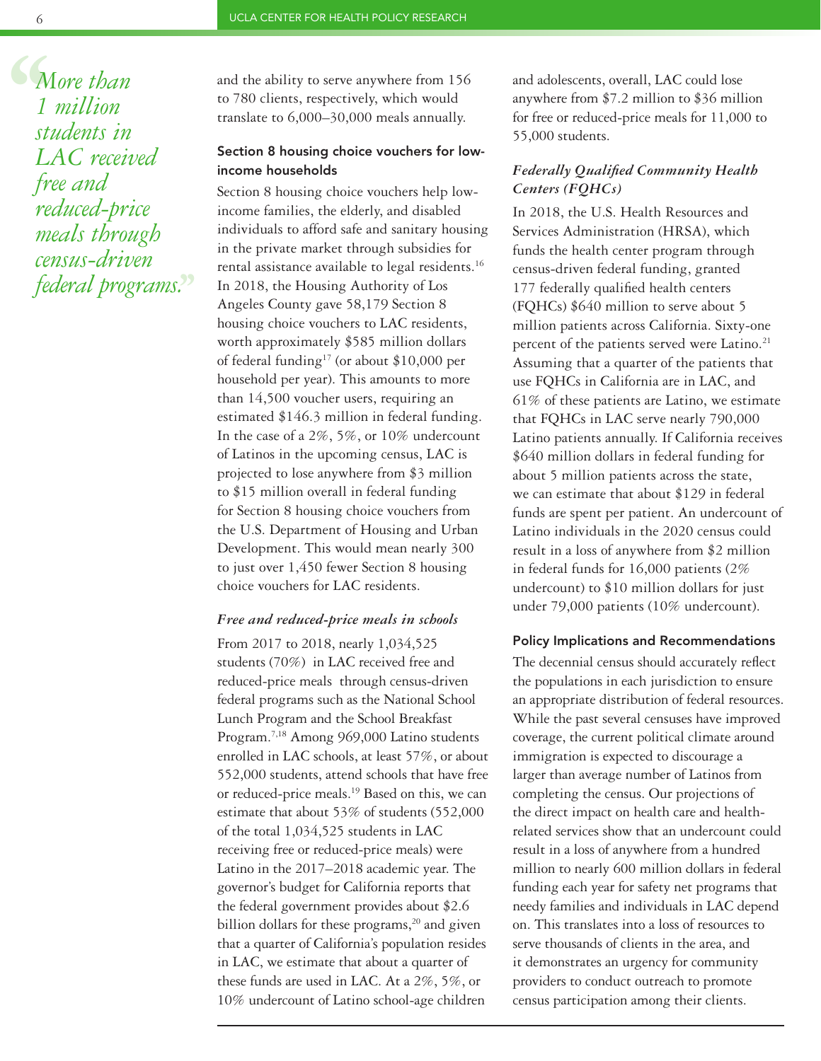> *"More than 1 million students in LAC received free and reduced-price meals through census-driven federal programs."*

and the ability to serve anywhere from 156 to 780 clients, respectively, which would translate to 6,000–30,000 meals annually.

#### Section 8 housing choice vouchers for low-income households

Section 8 housing choice vouchers help low-income families, the elderly, and disabled individuals to afford safe and sanitary housing in the private market through subsidies for rental assistance available to legal residents.[16] In 2018, the Housing Authority of Los Angeles County gave 58,179 Section 8 housing choice vouchers to LAC residents, worth approximately $585 million dollars of federal funding[17] (or about $10,000 per household per year). This amounts to more than 14,500 voucher users, requiring an estimated $146.3 million in federal funding. In the case of a 2%, 5%, or 10% undercount of Latinos in the upcoming census, LAC is projected to lose anywhere from $3 million to $15 million overall in federal funding for Section 8 housing choice vouchers from the U.S. Department of Housing and Urban Development. This would mean nearly 300 to just over 1,450 fewer Section 8 housing choice vouchers for LAC residents.

#### *Free and reduced-price meals in schools*

From 2017 to 2018, nearly 1,034,525 students (70%) in LAC received free and reduced-price meals through census-driven federal programs such as the National School Lunch Program and the School Breakfast Program.[7,18] Among 969,000 Latino students enrolled in LAC schools, at least 57%, or about 552,000 students, attend schools that have free or reduced-price meals.[19] Based on this, we can estimate that about 53% of students (552,000 of the total 1,034,525 students in LAC receiving free or reduced-price meals) were Latino in the 2017–2018 academic year. The governor's budget for California reports that the federal government provides about $2.6 billion dollars for these programs,[20] and given that a quarter of California's population resides in LAC, we estimate that about a quarter of these funds are used in LAC. At a 2%, 5%, or 10% undercount of Latino school-age children and adolescents, overall, LAC could lose anywhere from $7.2 million to $36 million for free or reduced-price meals for 11,000 to 55,000 students.

#### *Federally Qualified Community Health Centers (FQHCs)*

In 2018, the U.S. Health Resources and Services Administration (HRSA), which funds the health center program through census-driven federal funding, granted 177 federally qualified health centers (FQHCs) $640 million to serve about 5 million patients across California. Sixty-one percent of the patients served were Latino.[21] Assuming that a quarter of the patients that use FQHCs in California are in LAC, and 61% of these patients are Latino, we estimate that FQHCs in LAC serve nearly 790,000 Latino patients annually. If California receives $640 million dollars in federal funding for about 5 million patients across the state, we can estimate that about $129 in federal funds are spent per patient. An undercount of Latino individuals in the 2020 census could result in a loss of anywhere from $2 million in federal funds for 16,000 patients (2% undercount) to $10 million dollars for just under 79,000 patients (10% undercount).

### Policy Implications and Recommendations

The decennial census should accurately reflect the populations in each jurisdiction to ensure an appropriate distribution of federal resources. While the past several censuses have improved coverage, the current political climate around immigration is expected to discourage a larger than average number of Latinos from completing the census. Our projections of the direct impact on health care and health-related services show that an undercount could result in a loss of anywhere from a hundred million to nearly 600 million dollars in federal funding each year for safety net programs that needy families and individuals in LAC depend on. This translates into a loss of resources to serve thousands of clients in the area, and it demonstrates an urgency for community providers to conduct outreach to promote census participation among their clients.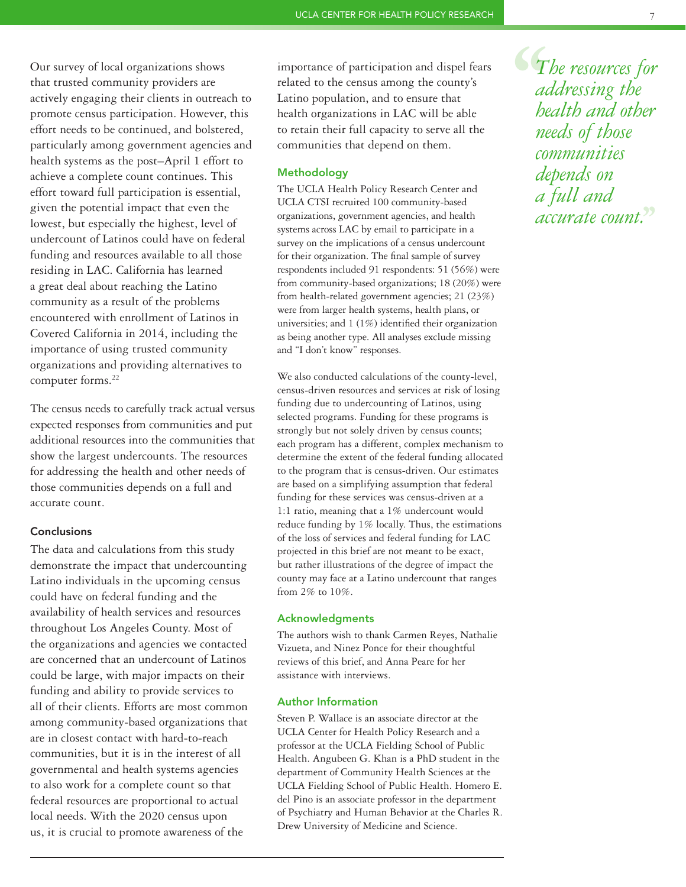Our survey of local organizations shows that trusted community providers are actively engaging their clients in outreach to promote census participation. However, this effort needs to be continued, and bolstered, particularly among government agencies and health systems as the post–April 1 effort to achieve a complete count continues. This effort toward full participation is essential, given the potential impact that even the lowest, but especially the highest, level of undercount of Latinos could have on federal funding and resources available to all those residing in LAC. California has learned a great deal about reaching the Latino community as a result of the problems encountered with enrollment of Latinos in Covered California in 2014, including the importance of using trusted community organizations and providing alternatives to computer forms.[22]

The census needs to carefully track actual versus expected responses from communities and put additional resources into the communities that show the largest undercounts. The resources for addressing the health and other needs of those communities depends on a full and accurate count.

### Conclusions

The data and calculations from this study demonstrate the impact that undercounting Latino individuals in the upcoming census could have on federal funding and the availability of health services and resources throughout Los Angeles County. Most of the organizations and agencies we contacted are concerned that an undercount of Latinos could be large, with major impacts on their funding and ability to provide services to all of their clients. Efforts are most common among community-based organizations that are in closest contact with hard-to-reach communities, but it is in the interest of all governmental and health systems agencies to also work for a complete count so that federal resources are proportional to actual local needs. With the 2020 census upon us, it is crucial to promote awareness of the importance of participation and dispel fears related to the census among the county's Latino population, and to ensure that health organizations in LAC will be able to retain their full capacity to serve all the communities that depend on them.

### Methodology

The UCLA Health Policy Research Center and UCLA CTSI recruited 100 community-based organizations, government agencies, and health systems across LAC by email to participate in a survey on the implications of a census undercount for their organization. The final sample of survey respondents included 91 respondents: 51 (56%) were from community-based organizations; 18 (20%) were from health-related government agencies; 21 (23%) were from larger health systems, health plans, or universities; and 1 (1%) identified their organization as being another type. All analyses exclude missing and "I don't know" responses.

We also conducted calculations of the county-level, census-driven resources and services at risk of losing funding due to undercounting of Latinos, using selected programs. Funding for these programs is strongly but not solely driven by census counts; each program has a different, complex mechanism to determine the extent of the federal funding allocated to the program that is census-driven. Our estimates are based on a simplifying assumption that federal funding for these services was census-driven at a 1:1 ratio, meaning that a 1% undercount would reduce funding by 1% locally. Thus, the estimations of the loss of services and federal funding for LAC projected in this brief are not meant to be exact, but rather illustrations of the degree of impact the county may face at a Latino undercount that ranges from 2% to 10%.

### Acknowledgments

The authors wish to thank Carmen Reyes, Nathalie Vizueta, and Ninez Ponce for their thoughtful reviews of this brief, and Anna Peare for her assistance with interviews.

### Author Information

Steven P. Wallace is an associate director at the UCLA Center for Health Policy Research and a professor at the UCLA Fielding School of Public Health. Angubeen G. Khan is a PhD student in the department of Community Health Sciences at the UCLA Fielding School of Public Health. Homero E. del Pino is an associate professor in the department of Psychiatry and Human Behavior at the Charles R. Drew University of Medicine and Science.

> *"The resources for addressing the health and other needs of those communities depends on a full and accurate count."*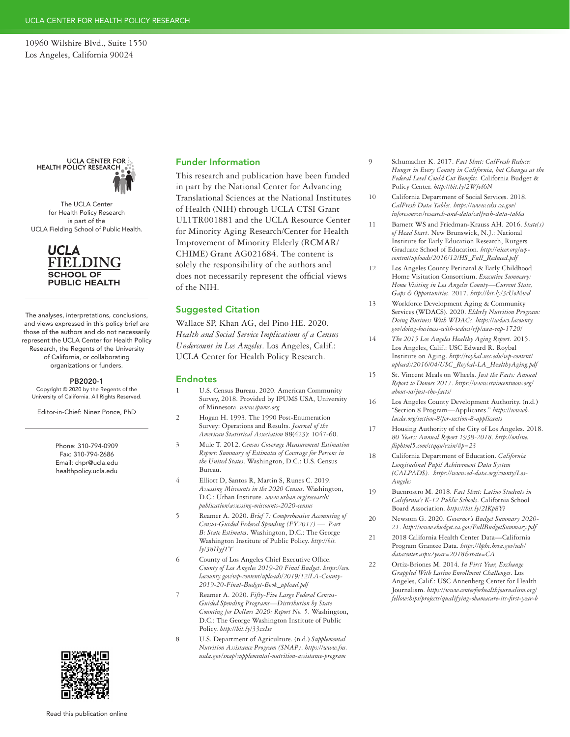10960 Wilshire Blvd., Suite 1550
Los Angeles, California 90024

UCLA CENTER FOR HEALTH POLICY RESEARCH

The UCLA Center for Health Policy Research is part of the UCLA Fielding School of Public Health.

UCLA FIELDING SCHOOL OF PUBLIC HEALTH

The analyses, interpretations, conclusions, and views expressed in this policy brief are those of the authors and do not necessarily represent the UCLA Center for Health Policy Research, the Regents of the University of California, or collaborating organizations or funders.

**PB2020-1**
Copyright © 2020 by the Regents of the University of California. All Rights Reserved.

Editor-in-Chief: Ninez Ponce, PhD

Phone: 310-794-0909
Fax: 310-794-2686
Email: chpr@ucla.edu
healthpolicy.ucla.edu

Read this publication online

## Funder Information

This research and publication have been funded in part by the National Center for Advancing Translational Sciences at the National Institutes of Health (NIH) through UCLA CTSI Grant UL1TR001881 and the UCLA Resource Center for Minority Aging Research/Center for Health Improvement of Minority Elderly (RCMAR/CHIME) Grant AG021684. The content is solely the responsibility of the authors and does not necessarily represent the official views of the NIH.

## Suggested Citation

Wallace SP, Khan AG, del Pino HE. 2020. *Health and Social Service Implications of a Census Undercount in Los Angeles*. Los Angeles, Calif.: UCLA Center for Health Policy Research.

## Endnotes

1. U.S. Census Bureau. 2020. American Community Survey, 2018. Provided by IPUMS USA, University of Minnesota. *www.ipums.org*
2. Hogan H. 1993. The 1990 Post-Enumeration Survey: Operations and Results. *Journal of the American Statistical Association* 88(423): 1047-60.
3. Mule T. 2012. *Census Coverage Measurement Estimation Report: Summary of Estimates of Coverage for Persons in the United States*. Washington, D.C.: U.S. Census Bureau.
4. Elliott D, Santos R, Martin S, Runes C. 2019. *Assessing Miscounts in the 2020 Census*. Washington, D.C.: Urban Institute. *www.urban.org/research/publication/assessing-miscounts-2020-census*
5. Reamer A. 2020. *Brief 7: Comprehensive Accounting of Census-Guided Federal Spending (FY2017) — Part B: State Estimates*. Washington, D.C.: The George Washington Institute of Public Policy. *http://bit.ly/38HyjTT*
6. County of Los Angeles Chief Executive Office. *County of Los Angeles 2019-20 Final Budget*. *https://ceo.lacounty.gov/wp-content/uploads/2019/12/LA-County-2019-20-Final-Budget-Book_upload.pdf*
7. Reamer A. 2020. *Fifty-Five Large Federal Census-Guided Spending Programs—Distribution by State Counting for Dollars 2020: Report No. 5*. Washington, D.C.: The George Washington Institute of Public Policy. *http://bit.ly/33cxIse*
8. U.S. Department of Agriculture. (n.d.) *Supplemental Nutrition Assistance Program (SNAP)*. *https://www.fns.usda.gov/snap/supplemental-nutrition-assistance-program*
9. Schumacher K. 2017. *Fact Sheet: CalFresh Reduces Hunger in Every County in California, but Changes at the Federal Level Could Cut Benefits*. California Budget & Policy Center. *http://bit.ly/2WfvI6N*
10. California Department of Social Services. 2018. *CalFresh Data Tables*. *https://www.cdss.ca.gov/inforesources/research-and-data/calfresh-data-tables*
11. Barnett WS and Friedman-Krauss AH. 2016. *State(s) of Head Start*. New Brunswick, N.J.: National Institute for Early Education Research, Rutgers Graduate School of Education. *http://nieer.org/wp-content/uploads/2016/12/HS_Full_Reduced.pdf*
12. Los Angeles County Perinatal & Early Childhood Home Visitation Consortium. *Executive Summary: Home Visiting in Los Angeles County—Current State, Gaps & Opportunities*. 2017. *http://bit.ly/3cUoMwd*
13. Workforce Development Aging & Community Services (WDACS). 2020. *Elderly Nutrition Program: Doing Business With WDACs*. *https://wdacs.lacounty.gov/doing-business-with-wdacs/rfp/aaa-enp-1720/*
14. *The 2015 Los Angeles Healthy Aging Report*. 2015. Los Angeles, Calif.: USC Edward R. Roybal Institute on Aging. *http://roybal.usc.edu/wp-content/uploads/2016/04/USC_Roybal-LA_HealthyAging.pdf*
15. St. Vincent Meals on Wheels. *Just the Facts: Annual Report to Donors 2017*. *https://www.stvincentmow.org/about-us/just-the-facts/*
16. Los Angeles County Development Authority. (n.d.) "Section 8 Program—Applicants." *https://wwwb.lacda.org/section-8/for-section-8-applicants*
17. Housing Authority of the City of Los Angeles. 2018. *80 Years: Annual Report 1938-2018*. *http://online.fliphtml5.com/ctqqu/rzin/#p=23*
18. California Department of Education. *California Longitudinal Pupil Achievement Data System (CALPADS)*. *https://www.ed-data.org/county/Los-Angeles*
19. Buenrostro M. 2018. *Fact Sheet: Latino Students in California's K-12 Public Schools*. California School Board Association. *https://bit.ly/2IKp8Yi*
20. Newsom G. 2020. *Governor's Budget Summary 2020-21*. *http://www.ebudget.ca.gov/FullBudgetSummary.pdf*
21. 2018 California Health Center Data—California Program Grantee Data. *https://bphc.hrsa.gov/uds/datacenter.aspx?year=2018&state=CA*
22. Ortiz-Briones M. 2014. *In First Year, Exchange Grappled With Latino Enrollment Challenges*. Los Angeles, Calif.: USC Annenberg Center for Health Journalism. *https://www.centerforhealthjournalism.org/fellowships/projects/qualifying-obamacare-its-first-year-b*